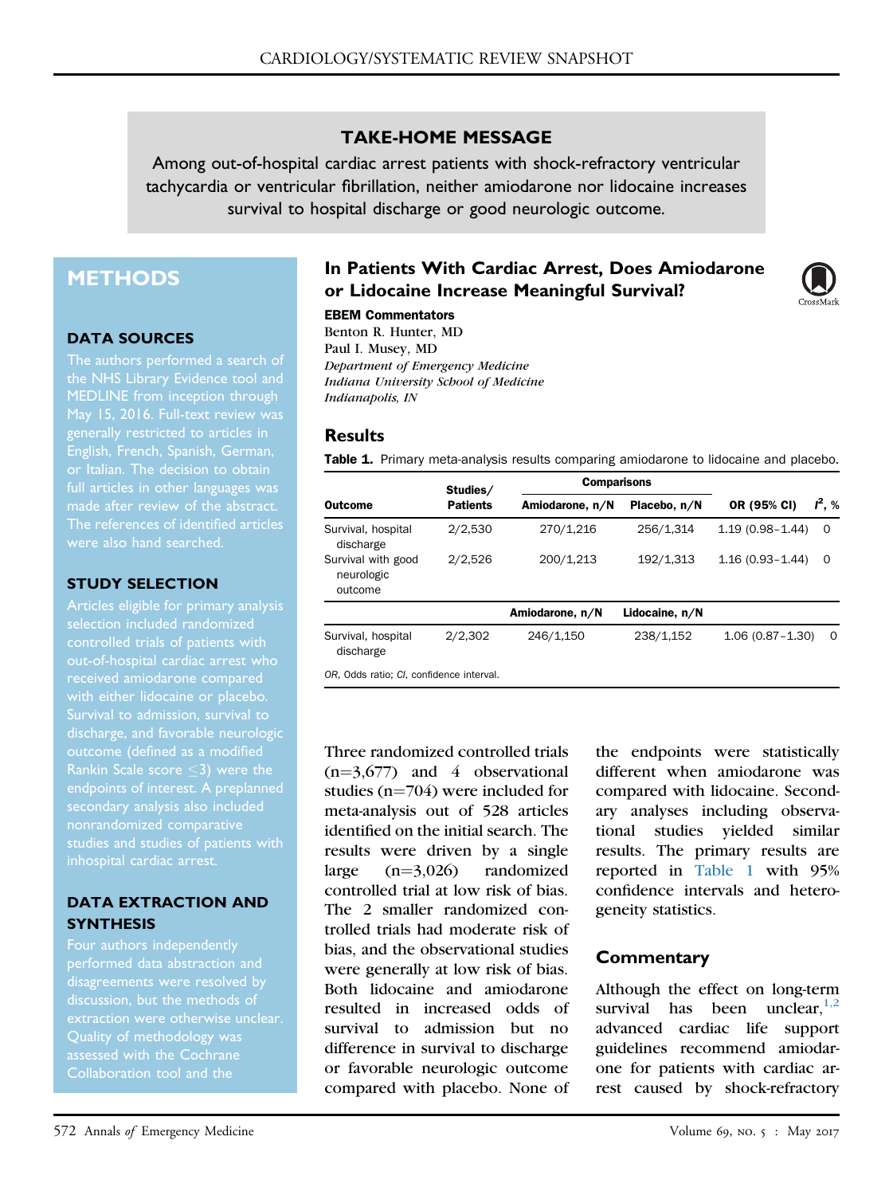## TAKE-HOME MESSAGE

Among out-of-hospital cardiac arrest patients with shock-refractory ventricular tachycardia or ventricular fibrillation, neither amiodarone nor lidocaine increases survival to hospital discharge or good neurologic outcome.

# In Patients With Cardiac Arrest, Does Amiodarone or Lidocaine Increase Meaningful Survival?

**EBEM Commentators**

Benton R. Hunter, MD
Paul I. Musey, MD
*Department of Emergency Medicine*
*Indiana University School of Medicine*
*Indianapolis, IN*

## METHODS

### DATA SOURCES

The authors performed a search of the NHS Library Evidence tool and MEDLINE from inception through May 15, 2016. Full-text review was generally restricted to articles in English, French, Spanish, German, or Italian. The decision to obtain full articles in other languages was made after review of the abstract. The references of identified articles were also hand searched.

### STUDY SELECTION

Articles eligible for primary analysis selection included randomized controlled trials of patients with out-of-hospital cardiac arrest who received amiodarone compared with either lidocaine or placebo. Survival to admission, survival to discharge, and favorable neurologic outcome (defined as a modified Rankin Scale score ≤3) were the endpoints of interest. A preplanned secondary analysis also included nonrandomized comparative studies and studies of patients with inhospital cardiac arrest.

### DATA EXTRACTION AND SYNTHESIS

Four authors independently performed data abstraction and disagreements were resolved by discussion, but the methods of extraction were otherwise unclear. Quality of methodology was assessed with the Cochrane Collaboration tool and the

## Results

**Table 1.** Primary meta-analysis results comparing amiodarone to lidocaine and placebo.

| Outcome | Studies/ Patients | Comparisons | | OR (95% CI) | $I^2$, % |
|---|---|---|---|---|---|
| | | Amiodarone, n/N | Placebo, n/N | | |
| Survival, hospital discharge | 2/2,530 | 270/1,216 | 256/1,314 | 1.19 (0.98–1.44) | 0 |
| Survival with good neurologic outcome | 2/2,526 | 200/1,213 | 192/1,313 | 1.16 (0.93–1.44) | 0 |
| | | Amiodarone, n/N | Lidocaine, n/N | | |
| Survival, hospital discharge | 2/2,302 | 246/1,150 | 238/1,152 | 1.06 (0.87–1.30) | 0 |

*OR*, Odds ratio; *CI*, confidence interval.

Three randomized controlled trials (n=3,677) and 4 observational studies (n=704) were included for meta-analysis out of 528 articles identified on the initial search. The results were driven by a single large (n=3,026) randomized controlled trial at low risk of bias. The 2 smaller randomized controlled trials had moderate risk of bias, and the observational studies were generally at low risk of bias. Both lidocaine and amiodarone resulted in increased odds of survival to admission but no difference in survival to discharge or favorable neurologic outcome compared with placebo. None of the endpoints were statistically different when amiodarone was compared with lidocaine. Secondary analyses including observational studies yielded similar results. The primary results are reported in Table 1 with 95% confidence intervals and heterogeneity statistics.

## Commentary

Although the effect on long-term survival has been unclear,[1,2] advanced cardiac life support guidelines recommend amiodarone for patients with cardiac arrest caused by shock-refractory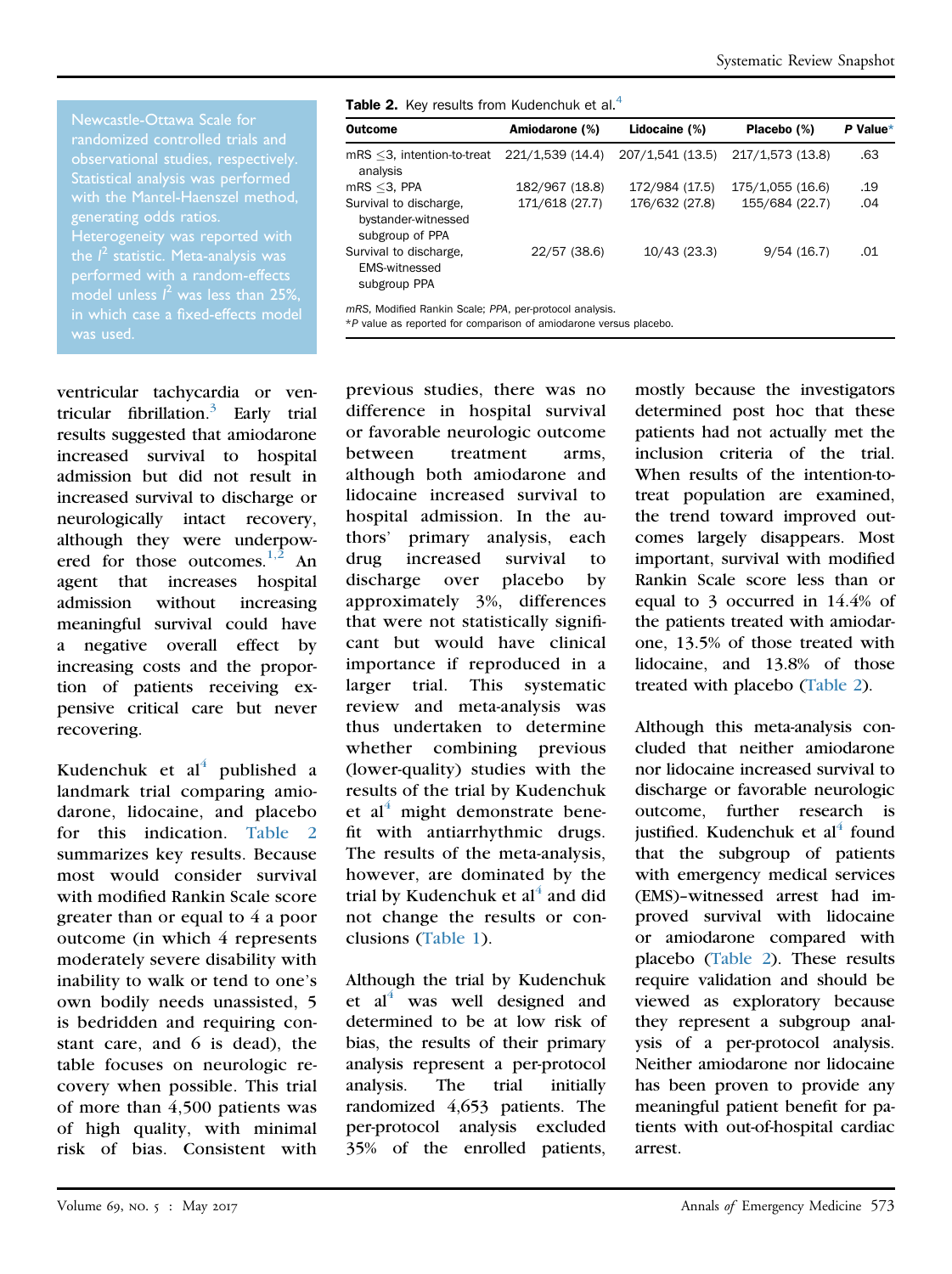Newcastle-Ottawa Scale for randomized controlled trials and observational studies, respectively. Statistical analysis was performed with the Mantel-Haenszel method, generating odds ratios. Heterogeneity was reported with the $I^2$ statistic. Meta-analysis was performed with a random-effects model unless $I^2$ was less than 25%, in which case a fixed-effects model was used.

**Table 2.** Key results from Kudenchuk et al.[4]

| Outcome | Amiodarone (%) | Lidocaine (%) | Placebo (%) | P Value* |
|---|---|---|---|---|
| mRS ≤3, intention-to-treat analysis | 221/1,539 (14.4) | 207/1,541 (13.5) | 217/1,573 (13.8) | .63 |
| mRS ≤3, PPA | 182/967 (18.8) | 172/984 (17.5) | 175/1,055 (16.6) | .19 |
| Survival to discharge, bystander-witnessed subgroup of PPA | 171/618 (27.7) | 176/632 (27.8) | 155/684 (22.7) | .04 |
| Survival to discharge, EMS-witnessed subgroup PPA | 22/57 (38.6) | 10/43 (23.3) | 9/54 (16.7) | .01 |

*mRS*, Modified Rankin Scale; *PPA*, per-protocol analysis.
*P value as reported for comparison of amiodarone versus placebo.

ventricular tachycardia or ventricular fibrillation.[3] Early trial results suggested that amiodarone increased survival to hospital admission but did not result in increased survival to discharge or neurologically intact recovery, although they were underpowered for those outcomes.[1,2] An agent that increases hospital admission without increasing meaningful survival could have a negative overall effect by increasing costs and the proportion of patients receiving expensive critical care but never recovering.

Kudenchuk et al[4] published a landmark trial comparing amiodarone, lidocaine, and placebo for this indication. Table 2 summarizes key results. Because most would consider survival with modified Rankin Scale score greater than or equal to 4 a poor outcome (in which 4 represents moderately severe disability with inability to walk or tend to one's own bodily needs unassisted, 5 is bedridden and requiring constant care, and 6 is dead), the table focuses on neurologic recovery when possible. This trial of more than 4,500 patients was of high quality, with minimal risk of bias. Consistent with previous studies, there was no difference in hospital survival or favorable neurologic outcome between treatment arms, although both amiodarone and lidocaine increased survival to hospital admission. In the authors' primary analysis, each drug increased survival to discharge over placebo by approximately 3%, differences that were not statistically significant but would have clinical importance if reproduced in a larger trial. This systematic review and meta-analysis was thus undertaken to determine whether combining previous (lower-quality) studies with the results of the trial by Kudenchuk et al[4] might demonstrate benefit with antiarrhythmic drugs. The results of the meta-analysis, however, are dominated by the trial by Kudenchuk et al[4] and did not change the results or conclusions (Table 1).

Although the trial by Kudenchuk et al[4] was well designed and determined to be at low risk of bias, the results of their primary analysis represent a per-protocol analysis. The trial initially randomized 4,653 patients. The per-protocol analysis excluded 35% of the enrolled patients, mostly because the investigators determined post hoc that these patients had not actually met the inclusion criteria of the trial. When results of the intention-to-treat population are examined, the trend toward improved outcomes largely disappears. Most important, survival with modified Rankin Scale score less than or equal to 3 occurred in 14.4% of the patients treated with amiodarone, 13.5% of those treated with lidocaine, and 13.8% of those treated with placebo (Table 2).

Although this meta-analysis concluded that neither amiodarone nor lidocaine increased survival to discharge or favorable neurologic outcome, further research is justified. Kudenchuk et al[4] found that the subgroup of patients with emergency medical services (EMS)–witnessed arrest had improved survival with lidocaine or amiodarone compared with placebo (Table 2). These results require validation and should be viewed as exploratory because they represent a subgroup analysis of a per-protocol analysis. Neither amiodarone nor lidocaine has been proven to provide any meaningful patient benefit for patients with out-of-hospital cardiac arrest.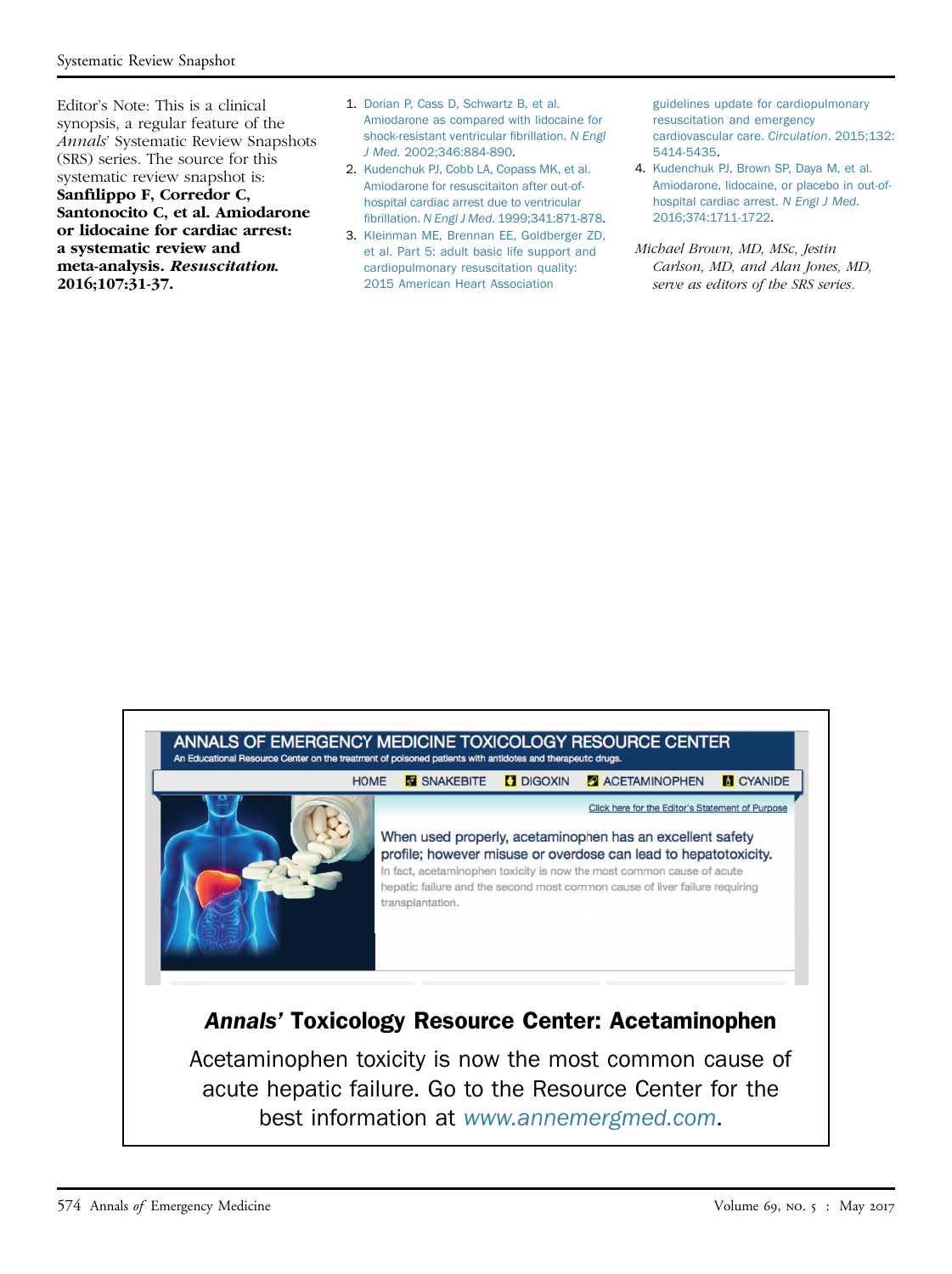Editor's Note: This is a clinical synopsis, a regular feature of the *Annals*' Systematic Review Snapshots (SRS) series. The source for this systematic review snapshot is: **Sanfilippo F, Corredor C, Santonocito C, et al. Amiodarone or lidocaine for cardiac arrest: a systematic review and meta-analysis. *Resuscitation.* 2016;107:31-37.**

1. Dorian P, Cass D, Schwartz B, et al. Amiodarone as compared with lidocaine for shock-resistant ventricular fibrillation. *N Engl J Med.* 2002;346:884-890.
2. Kudenchuk PJ, Cobb LA, Copass MK, et al. Amiodarone for resuscitaiton after out-of-hospital cardiac arrest due to ventricular fibrillation. *N Engl J Med.* 1999;341:871-878.
3. Kleinman ME, Brennan EE, Goldberger ZD, et al. Part 5: adult basic life support and cardiopulmonary resuscitation quality: 2015 American Heart Association guidelines update for cardiopulmonary resuscitation and emergency cardiovascular care. *Circulation.* 2015;132:S414-S435.
4. Kudenchuk PJ, Brown SP, Daya M, et al. Amiodarone, lidocaine, or placebo in out-of-hospital cardiac arrest. *N Engl J Med.* 2016;374:1711-1722.

*Michael Brown, MD, MSc, Jestin Carlson, MD, and Alan Jones, MD, serve as editors of the SRS series.*

ANNALS OF EMERGENCY MEDICINE TOXICOLOGY RESOURCE CENTER

An Educational Resource Center on the treatment of poisoned patients with antidotes and therapeutic drugs.

HOME SNAKEBITE DIGOXIN ACETAMINOPHEN CYANIDE

Click here for the Editor's Statement of Purpose

When used properly, acetaminophen has an excellent safety profile; however misuse or overdose can lead to hepatotoxicity.

In fact, acetaminophen toxicity is now the most common cause of acute hepatic failure and the second most common cause of liver failure requiring transplantation.

## *Annals'* Toxicology Resource Center: Acetaminophen

Acetaminophen toxicity is now the most common cause of acute hepatic failure. Go to the Resource Center for the best information at www.annemergmed.com.